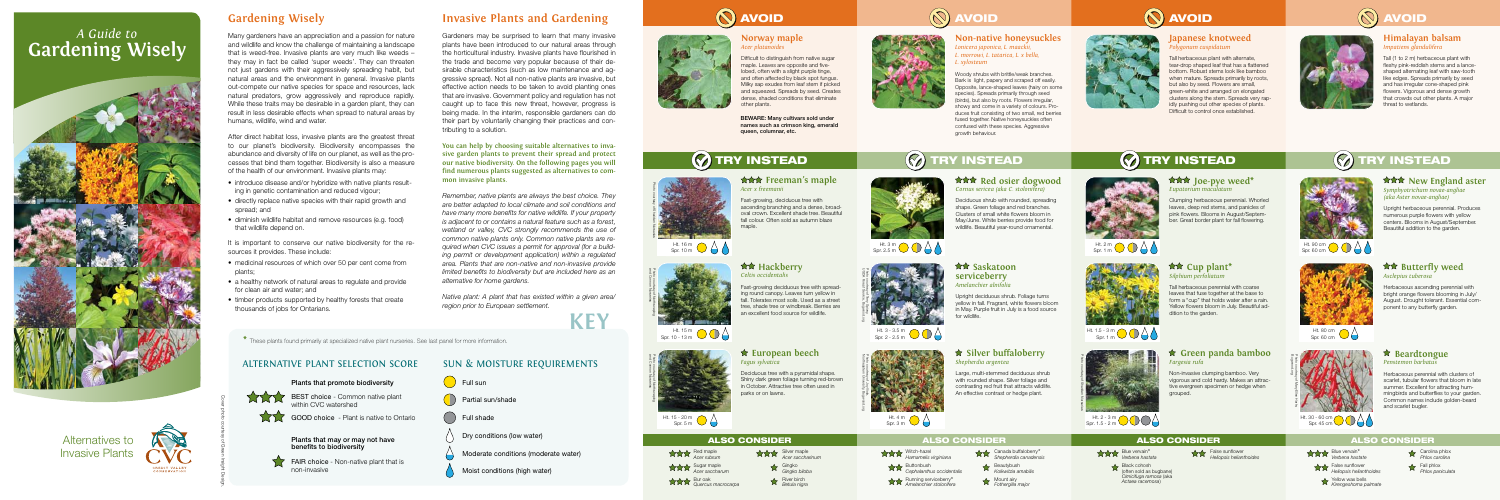# A Guide to Gardening Wisely

Alternatives to Invasive Plants

## Gardening Wisely

Many gardeners have an appreciation and a passion for nature and wildlife and know the challenge of maintaining a landscape that is weed-free. Invasive plants are very much like weeds – they may in fact be called 'super weeds'. They can threaten not just gardens with their aggressively spreading habit, but natural areas and the environment in general. Invasive plants out-compete our native species for space and resources, lack natural predators, grow aggressively and reproduce rapidly. While these traits may be desirable in a garden plant, they can result in less desirable effects when spread to natural areas by humans, wildlife, wind and water.

After direct habitat loss, invasive plants are the greatest threat to our planet's biodiversity. Biodiversity encompasses the abundance and diversity of life on our planet, as well as the processes that bind them together. Biodiversity is also a measure of the health of our environment. Invasive plants may:

- introduce disease and/or hybridize with native plants resulting in genetic contamination and reduced vigour;
- directly replace native species with their rapid growth and spread; and
- diminish wildlife habitat and remove resources (e.g. food) that wildlife depend on.

It is important to conserve our native biodiversity for the resources it provides. These include:

- medicinal resources of which over 50 per cent come from plants;
- a healthy network of natural areas to regulate and provide for clean air and water; and
- timber products supported by healthy forests that create thousands of jobs for Ontarians.

## Invasive Plants and Gardening

Gardeners may be surprised to learn that many invasive plants have been introduced to our natural areas through the horticultural industry. Invasive plants have flourished in the trade and become very popular because of their desirable characteristics (such as low maintenance and aggressive spread). Not all non-native plants are invasive, but effective action needs to be taken to avoid planting ones that are invasive. Government policy and regulation has not caught up to face this new threat, however, progress is being made. In the interim, responsible gardeners can do their part by voluntarily changing their practices and contributing to a solution.

**You can help by choosing suitable alternatives to invasive garden plants to prevent their spread and protect our native biodiversity. On the following pages you will find numerous plants suggested as alternatives to common invasive plants.**

*Remember, native plants are always the best choice. They are better adapted to local climate and soil conditions and have many more benefits for native wildlife. If your property is adjacent to or contains a natural feature such as a forest, wetland or valley, CVC strongly recommends the use of common native plants only. Common native plants are required when CVC issues a permit for approval (for a building permit or development application) within a regulated area. Plants that are non-native and non-invasive provide limited benefits to biodiversity but are included here as an alternative for home gardens.*

*Native plant: A plant that has existed within a given area/region prior to European settlement.*

## KEY

* These plants found primarily at specialized native plant nurseries. See last panel for more information.

### Alternative Plant Selection Score

**Plants that promote biodiversity**

★★★ BEST choice - Common native plant within CVC watershed

★★ GOOD choice - Plant is native to Ontario

**Plants that may or may not have benefits to biodiversity**

★ FAIR choice - Non-native plant that is non-invasive

### Sun & Moisture Requirements

- Full sun
- Partial sun/shade
- Full shade
- Dry conditions (low water)
- Moderate conditions (moderate water)
- Moist conditions (high water)

---

## AVOID

### Norway maple
*Acer platanoides*

Difficult to distinguish from native sugar maple. Leaves are opposite and five-lobed, often with a slight purple tinge, and often affected by black spot fungus. Milky sap exudes from leaf stem if picked and squeezed. Spreads by seed. Creates dense, shaded conditions that eliminate other plants.

**BEWARE: Many cultivars sold under names such as crimson king, emerald queen, columnar, etc.**

## TRY INSTEAD

### ★★★ Freeman's maple
*Acer x freemanii*

Fast-growing, deciduous tree with ascending branching and a dense, broad-oval crown. Excellent shade tree. Beautiful fall colour. Often sold as autumn blaze maple.

Ht. 16 m, Spr. 10 m

### ★★ Hackberry
*Celtis occidentalis*

Fast-growing deciduous tree with spreading round canopy. Leaves turn yellow in fall. Tolerates most soils. Used as a street tree, shade tree or windbreak. Berries are an excellent food source for wildlife.

Ht. 15 m, Spr. 10 - 13 m

### ★ European beech
*Fagus sylvatica*

Deciduous tree with a pyramidal shape. Shiny dark green foliage turning red-brown in October. Attractive tree often used in parks or on lawns.

Ht. 15 - 20 m, Spr. 5 m

### ALSO CONSIDER

- ★★★ Red maple *Acer rubrum*
- ★★★ Sugar maple *Acer saccharum*
- ★★★ Bur oak *Quercus macrocarpa*
- ★★★ Silver maple *Acer saccharinum*
- ★ Ginkgo *Gingko biloba*
- ★★ River birch *Betula nigra*

---

## AVOID

### Non-native honeysuckles
*Lonicera japonica, L. maackii, L. morrowii, L. tatarica, L. x bella, L. xylosteum*

Woody shrubs with brittle/weak branches. Bark is light, papery and scraped off easily. Opposite, lance-shaped leaves (hairy on some species). Spreads primarily through seed (birds), but also by roots. Flowers irregular, showy and come in a variety of colours. Produce fruit consisting of two small, red berries fused together. Native honeysuckles often confused with these species. Aggressive growth behaviour.

## TRY INSTEAD

### ★★★ Red osier dogwood
*Cornus sericea (aka C. stolonifera)*

Deciduous shrub with rounded, spreading shape. Green foliage and red branches. Clusters of small white flowers bloom in May/June. White berries provide food for wildlife. Beautiful year-round ornamental.

Ht. 3 m, Spr. 2.5 m

### ★★ Saskatoon serviceberry
*Amelanchier alnifolia*

Upright deciduous shrub. Foliage turns yellow in fall. Fragrant, white flowers bloom in May. Purple fruit in July is a food source for wildlife.

Ht. 3 - 3.5 m, Spr. 2 - 2.5 m

### ★ Silver buffaloberry
*Shepherdia argentea*

Large, multi-stemmed deciduous shrub with rounded shape. Silver foliage and contrasting red fruit that attracts wildlife. An effective contrast or hedge plant.

Ht. 4 m, Spr. 3 m

### ALSO CONSIDER

- ★★★ Witch-hazel *Hamamelis virginiana*
- ★★★ Buttonbush *Cephalanthus occidentalis*
- ★★★ Running serviceberry* *Amelanchier stolonifera*
- ★★ Canada buffaloberry* *Shepherdia canadensis*
- ★ Beautybush *Kolkwitzia amabilis*
- ★ Mount airy *Fothergilla major*

---

## AVOID

### Japanese knotweed
*Polygonum cuspidatum*

Tall herbaceous plant with alternate, tear-drop shaped leaf that has a flattened bottom. Robust stems look like bamboo when mature. Spreads primarily by roots, but also by seed. Flowers are small, green-white and arranged on elongated clusters along the stem. Spreads very rapidly pushing out other species of plants. Difficult to control once established.

## TRY INSTEAD

### ★★★ Joe-pye weed*
*Eupatorium maculatum*

Clumping herbaceous perennial. Whorled leaves, deep red stems, and panicles of pink flowers. Blooms in August/September. Great border plant for fall flowering.

Ht. 2 m, Spr. 1 m

### ★★ Cup plant*
*Silphium perfoliatum*

Tall herbaceous perennial with coarse leaves that fuse together at the base to form a "cup" that holds water after a rain. Yellow flowers bloom in July. Beautiful addition to the garden.

Ht. 1.5 - 3 m, Spr. 1 m

### ★ Green panda bamboo
*Fargesia rufa*

Non-invasive clumping bamboo. Very vigorous and cold hardy. Makes an attractive evergreen specimen or hedge when grouped.

Ht. 2 - 3 m, Spr. 1.5 - 2 m

### ALSO CONSIDER

- ★★★ Blue vervain* *Verbena hastata*
- Black cohosh (often sold as bugbane) *Cimicifuga racemosa (aka Actaea racemosa)*
- ★★★ False sunflower *Heliopsis helianthoides*

---

## AVOID

### Himalayan balsam
*Impatiens glandulifera*

Tall (1 to 2 m) herbaceous plant with fleshy pink-reddish stems and a lance-shaped alternating leaf with saw-tooth like edges. Spreads primarily by seed and has irregular cone-shaped pink flowers. Vigorous and dense growth that crowds out other plants. A major threat to wetlands.

## TRY INSTEAD

### ★★★ New England aster
*Symphyotrichum novae-angliae (aka Aster novae-angliae)*

Upright herbaceous perennial. Produces numerous purple flowers with yellow centers. Blooms in August/September. Beautiful addition to the garden.

Ht. 90 cm, Spr. 60 cm

### ★★ Butterfly weed
*Asclepias tuberosa*

Herbaceous ascending perennial with bright orange flowers blooming in July/August. Drought tolerant. Essential component to any butterfly garden.

Ht. 60 cm, Spr. 60 cm

### ★ Beardtongue
*Penstemon barbatus*

Herbaceous perennial with clusters of scarlet, tubular flowers that bloom in late summer. Excellent for attracting hummingbirds and butterflies to your garden. Common names include golden-beard and scarlet bugler.

Ht. 30 - 60 cm, Spr. 45 cm

### ALSO CONSIDER

- ★★★ Blue vervain* *Verbena hastata*
- ★★★ False sunflower *Heliopsis helianthoides*
- ★★★ Yellow wax bells *Kirengeshoma palmata*
- ★ Carolina phlox *Phlox carolina*
- ★ Fall phlox *Phlox paniculata*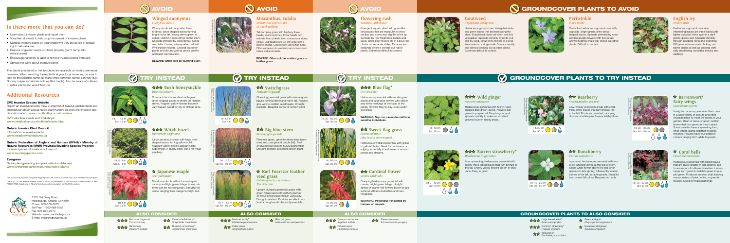## Is there more that you can do?

- Learn about invasive plants and report them
- Volunteer at events to help stop the spread of invasive plants
- Manage invasive plants on your property if they are at risk of spreading to natural areas
- Dispose of garden waste or plants properly (don't dump into natural areas)
- Encourage nurseries to label or remove invasive plants from sale
- Spread the word about invasive plants

The plants presented in this brochure are available at most commercial nurseries. When selecting these plants at your local nurseries, be sure to look for the scientific name, as many times common names can vary (e.g. Norway maple sometimes sold as Red maple). Also be aware of cultivars of native plants and avoid their use.

## Additional Resources

**CVC Invasive Species Website**
Report an invasive species; view a larger list of invasive garden plants and alternatives; obtain a local native plant nursery list and other invasive species information: **www.creditvalleyca.ca/invasives**

CVC Volunteer events and workshops:
**www.creditvalleyca.ca/bulletin/events.htm**

**Ontario Invasive Plant Council**
Information on invasive plants:
**www.ontarioinvasiveplants.ca**

**Ontario Federation of Anglers and Hunters (OFAH) / Ministry of Natural Resources (MNR) Provincial Invading Species Program**
Invasive species information or to report:
**www.invadingspecies.com**

**Evergreen**
Native plant gardening and plant selection database:
**www.evergreen.ca/en/resources/native-plants**

This brochure is published for gardening purposes ONLY and is not meant as a tool for restoration projects.

Thank you to the Alberta Invasive Plants Council for permission to use the layout and concept of their "GROW WISE: Gardening In Alberta" brochure as the inspiration for this CVC product.

1255 Old Derry Road
Mississauga, Ontario L5N 6R4
Phone: 905-670-1615
Toll Free: 1-800-668-5557
Fax: 905-670-2210
Website: www.creditvalleyca.ca
E-mail: cvc@creditvalleyca.ca

# AVOID

### Winged euonymus
*Euonymus alatus*

Woody shrub with opposite, finely toothed, lance-shaped leaves turning bright red in fall. Young stems green in colour. Distinct ridges/wings on the stem. Spreads primarily by seed (birds). Seeds are distinct having a two-parted red fruit. White/green flowers. Crowds out other plants and shrubs with its dense growth and rapid reproduction.

**BEWARE: Often sold as 'burning bush'.**

# TRY INSTEAD

### ★★★ Bush honeysuckle
*Diervilla lonicera*

Ht. 1 - 1.2 m
Spr. 1.2 m

Compact deciduous shrub with green, lance-shaped leaves in whorls on reddish stems. Fragrant yellow flowers bloom in July/August. Great for dry or difficult sites.

### ★★★ Witch-hazel
*Hamamelis virginiana*

Ht. 5 - 6 m
Spr. 5 - 6 m

Large deciduous shrub with large oval-shaped leaves turning yellow in fall. Fragrant yellow flowers appear in late September. A sturdy plant, good for mass plantings.

### ★ Japanese maple
*Acer palmatum*

Ht. 6 m
Spr. 7.5 m

Deciduous shrub with a dome-shaped canopy and light green foliage (some cultivars can be red-burgundy). Beautiful fall colour ranging from orange to bright red.

### ALSO CONSIDER

★★★ Red osier dogwood *Cornus sericea*
★★★ Nannyberry *Viburnum lentago*
★★ Canada buffaloberry* *Shepherdia canadensis*
★★ Running serviceberry* *Amelanchier stolonifera*

# AVOID

### Miscanthus, Eulalia
*Miscanthus sinensis and M. sacchariflorus*

Tall clumping grass with feathery flower heads. In late summer, flower heads turn reddish, then pinkish, then mature to a silvery colour. Leaf blades are 2.5 cm wide with a distinct midrib. Leaves turn yellow/tan in fall. Often escapes into wetlands and crowds out native wetland plants.

**BEWARE: Often sold as maiden grass or feather grass.**

# TRY INSTEAD

### ★★ Switchgrass
*Panicum virgatum*

Ht. 1.5 m
Spr. 1 m

Clumping perennial grass with narrow green leaves turning yellow and red in fall. Flowers give way to reddish seed heads. Drought resistant. Beautiful border or screen plant.

### ★★ Big blue-stem
*Andropogon gerardii*

Ht. 1 - 2 m
Spr. 60 - 90 cm

Perennial grass, green to silvery-blue (summer); red, orange and purple (fall). Red or blue flowers bloom in July/September. Drought-tolerant. Excellent screen plant.

### ★ Karl Foerster feather reed grass
*Calamagrostis x acutiflora 'Karl Foerster'*

Ht. 1 - 1.5 m
Spr. 60 - 80 cm

Upright clumping perennial grass with green foliage and soft feathery plumes of white flowers blooming in June/July. Drought resistant. Provides excellent contrast among low shrubs and perennials.

### ALSO CONSIDER

★★★ Mexican muhly* *Muhlenbergia mexicana*
★★★ Indian grass *Sorghastrum nutans*
★ Blue oat grass *Helictotrichon sempervirens*

# AVOID

### Flowering rush
*Butomus umbellatus*

Emergent aquatic plant with grass-like long leaves that are triangular in cross-section and corkscrew slightly at the tip. Spreads by root fragments, bulblets and seed. Small pink flowers are in a bowl-like cluster on separate stalks. Escapes into wetlands where it crowds out native plants. Extremely difficult to control.

# TRY INSTEAD

### ★★★ Blue flag*
*Iris versicolor*

Ht. 30 - 60 cm
Spr. 40 cm

Herbaceous perennial with slender green leaves and large blue flowers with yellow and white markings at the base of the petals. Flowers May to July. Does well in wet areas.

**WARNING: Sap can cause dermatitis in sensitive individuals.**

### ★★ Sweet flag grass
*Acorus calamus (aka Acorus americanus)*

Ht. 80 cm
Spr. 30 cm

Herbaceous wetland perennial with green to yellow blades. Great for containers or edging, especially in wet areas or around ponds and streams.

### ★★ Cardinal flower
*Lobelia cardinalis*

Ht. 90 cm
Spr. 60 cm

Clumping herbaceous perennial with coarse, bright green foliage. Upright spikes of scarlet-red flowers bloom in late summer. Attracts butterflies and hummingbirds.

**WARNING: Poisonous if ingested by humans or animals.**

### ALSO CONSIDER

★★★ Common arrowhead *Sagittaria latifolia*
★★ Pickerel weed *Pontederia cordata*
★★ Threesquare rush *Schoenoplectus pungens*

# GROUNDCOVER PLANTS TO AVOID

### Goutweed
*Aegopodium podagraria*

Herbaceous groundcover. Variegated white and green leaves that alternate along the stem. Established plants will often lose this variegation. Spreads primarily by roots, but also by seed. Small white flowers in a bowl-like cluster on a single stalk. Spreads rapidly and densely choking out all other plants. Extremely difficult to control.

### Periwinkle
*Vinca minor*

Distinctive herbaceous groundcover with opposite, bright green, shiny lance-shaped leaves. Spreads primarily by roots and has purple flowers with five petals. Grows in dense mats that choke out other plants. Difficult to control.

### English ivy
*Hedera helix*

Herbaceous groundcover vine. Alternating leaves are three-lobed with lighter coloured veins against a dark green, glossy leaf. Spreads primarily through creeping roots and branches. Will grow in dense mats choking out native plants as well as growing vertically smothering out native shrubs and saplings.

# GROUNDCOVER PLANTS TO TRY INSTEAD

### ★★★ Wild ginger
*Asarum canadense*

Ht. 10 cm
Spr. 30 cm

Herbaceous perennial with fleshy, heart-shaped dark green leaves. Flowers dull green to purple-red. Easy to grow and spreads quickly to make an excellent ground cover in shady areas.

### ★★★ Barren strawberry*
*Waldsteinia fragarioides*

Ht. 7 - 12 cm
Spr. 30 cm

Low, spreading, herbaceous perennial with green, three-lobed leaves that turn bronze in the fall. Showy yellow flowers bloom in May/June. Easy to grow.

### ★★ Bearberry
*Arctostaphylos uva-ursi*

Ht. 20 cm
Spr. 90 cm

Low, woody evergreen shrub with small, thick, shiny leaves that turn bronze-red in the fall. Produces crowded, drooping clusters of white-pink flowers in May/June.

### ★★ Bunchberry
*Cornus canadensis*

Ht. 15 - 20 cm
Spr. 30 - 60 cm

Low, erect herbaceous perennial with four to six whorled leaves at the top of stem. Single white flower above the leaf whorl appears in late spring, followed by scarlet berries in the fall, attracting birds. Beautiful bronze-red fall colour. Requires rich soils.

### ★★ Barrenwort/ Fairy wings
*Epimedium species*

Ht. 20 - 30 cm
Spr. 40 - 45 cm

Hardy herbaceous perennials that come in a wide variety of colours and other characteristics to meet the needs of your garden. Heart or lance-shaped, reddish leaves that turn green as they mature. Some varieties have a spreading form, while others clump together in dense mounds. Flowers have four petals in colours ranging from white to purple.

### ★★ Coral bells
*Heuchera micrantha*

Ht. 30 - 60 cm
Spr. 30 cm

Herbaceous perennial with lobed leaves that are quite variable in appearance due to a number of cultivated varieties. Leaves range from green to reddish-green to purple-green. Produces an erect stalk bearing many clusters of pink, white, or greenish flowers. Good for mass plantings.

### GROUNDCOVER PLANTS TO ALSO CONSIDER

★★★ Large leaved aster* *Aster macrophyllus*
★★★ Common strawberry* *Fragaria virginiana*
★★★ Wintergreen *Gaultheria procumbens*
★ Green and gold *Chrysogonum virginianum*
★ European wild ginger *Asarum europaeum*